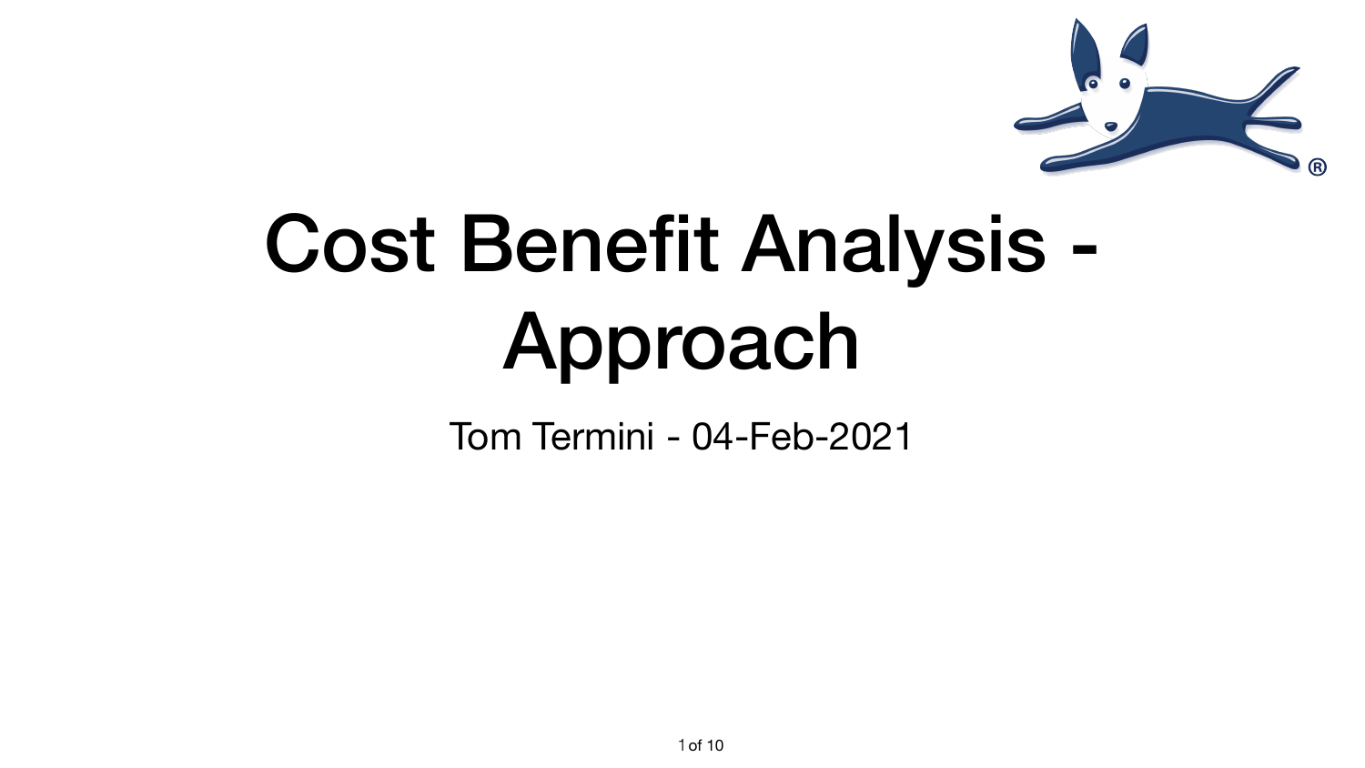# Cost Benefit Analysis - Approach

Tom Termini - 04-Feb-2021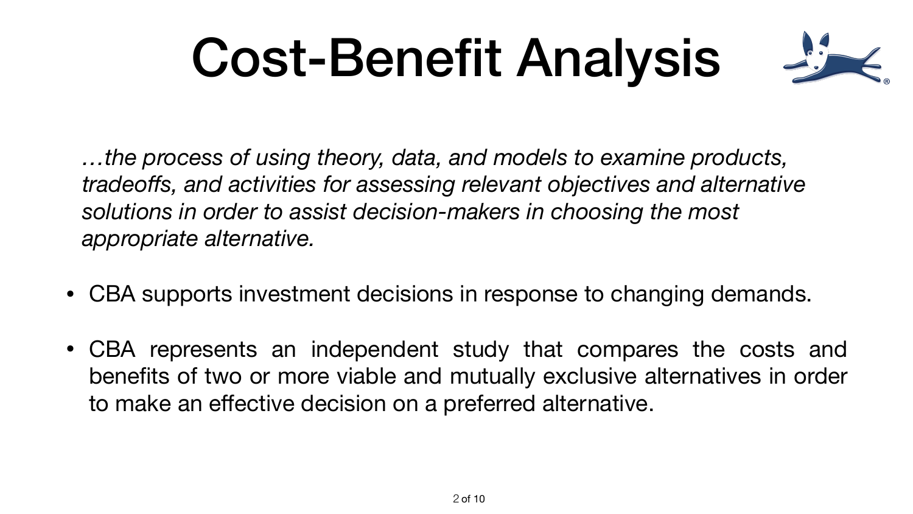# Cost-Benefit Analysis

*…the process of using theory, data, and models to examine products, tradeoffs, and activities for assessing relevant objectives and alternative solutions in order to assist decision-makers in choosing the most appropriate alternative.*

- CBA supports investment decisions in response to changing demands.
- CBA represents an independent study that compares the costs and benefits of two or more viable and mutually exclusive alternatives in order to make an effective decision on a preferred alternative.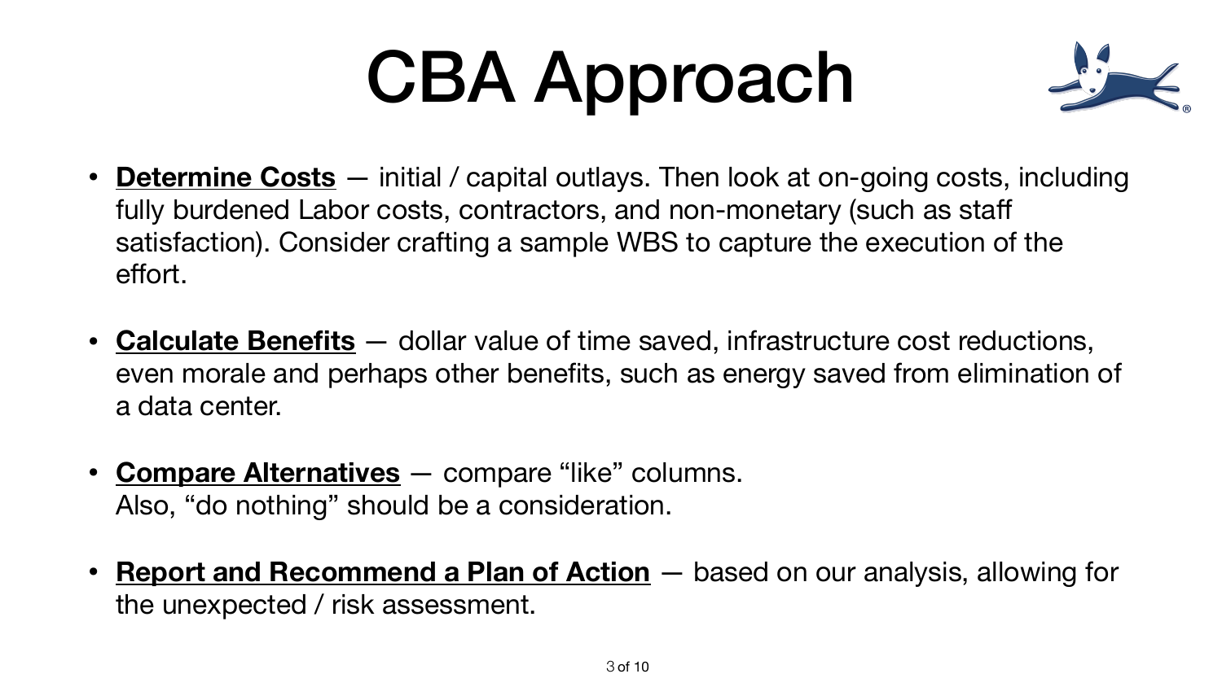# CBA Approach

- **Determine Costs** — initial / capital outlays. Then look at on-going costs, including fully burdened Labor costs, contractors, and non-monetary (such as staff satisfaction). Consider crafting a sample WBS to capture the execution of the effort.

- **Calculate Benefits** — dollar value of time saved, infrastructure cost reductions, even morale and perhaps other benefits, such as energy saved from elimination of a data center.

- **Compare Alternatives** — compare "like" columns.
  Also, "do nothing" should be a consideration.

- **Report and Recommend a Plan of Action** — based on our analysis, allowing for the unexpected / risk assessment.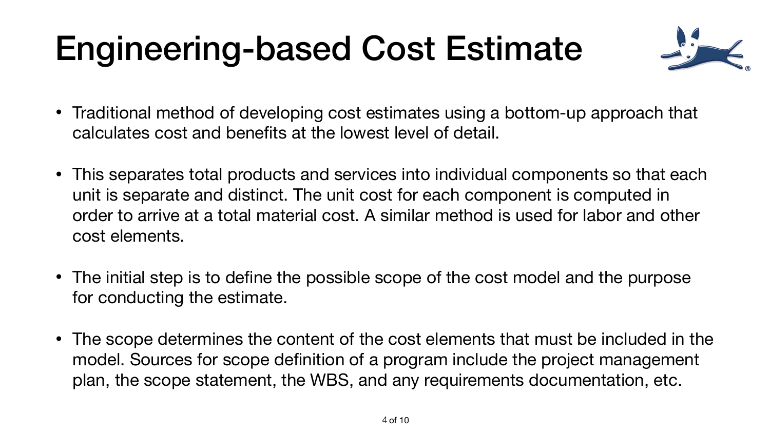# Engineering-based Cost Estimate

- Traditional method of developing cost estimates using a bottom-up approach that calculates cost and benefits at the lowest level of detail.
- This separates total products and services into individual components so that each unit is separate and distinct. The unit cost for each component is computed in order to arrive at a total material cost. A similar method is used for labor and other cost elements.
- The initial step is to define the possible scope of the cost model and the purpose for conducting the estimate.
- The scope determines the content of the cost elements that must be included in the model. Sources for scope definition of a program include the project management plan, the scope statement, the WBS, and any requirements documentation, etc.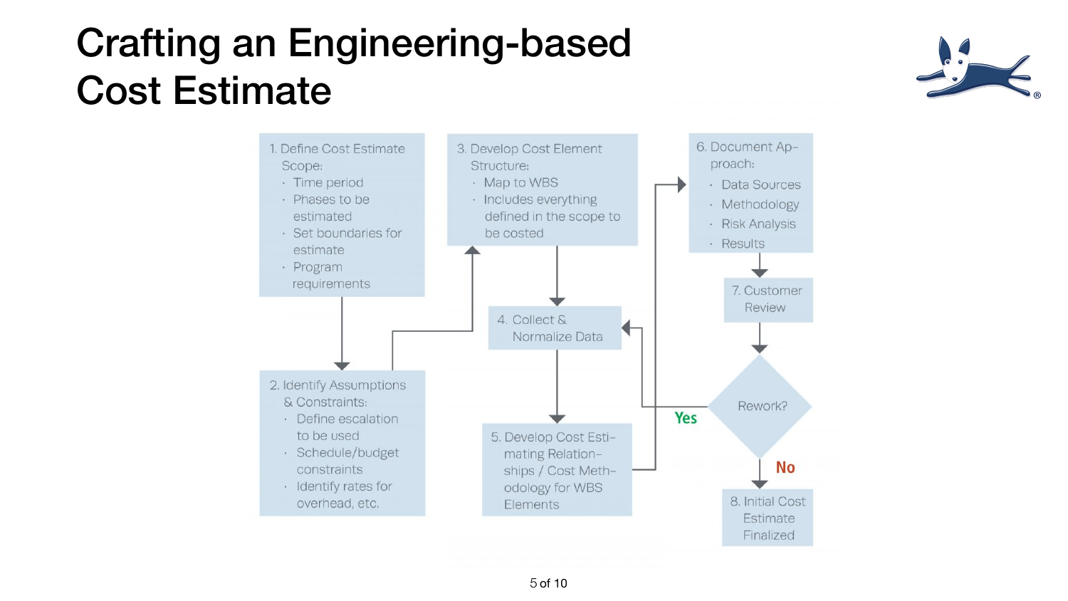# Crafting an Engineering-based Cost Estimate

1. Define Cost Estimate Scope:
   - Time period
   - Phases to be estimated
   - Set boundaries for estimate
   - Program requirements

2. Identify Assumptions & Constraints:
   - Define escalation to be used
   - Schedule/budget constraints
   - Identify rates for overhead, etc.

3. Develop Cost Element Structure:
   - Map to WBS
   - Includes everything defined in the scope to be costed

4. Collect & Normalize Data

5. Develop Cost Estimating Relationships / Cost Methodology for WBS Elements

6. Document Approach:
   - Data Sources
   - Methodology
   - Risk Analysis
   - Results

7. Customer Review

Rework?

- Yes → 4. Collect & Normalize Data
- No → 8. Initial Cost Estimate Finalized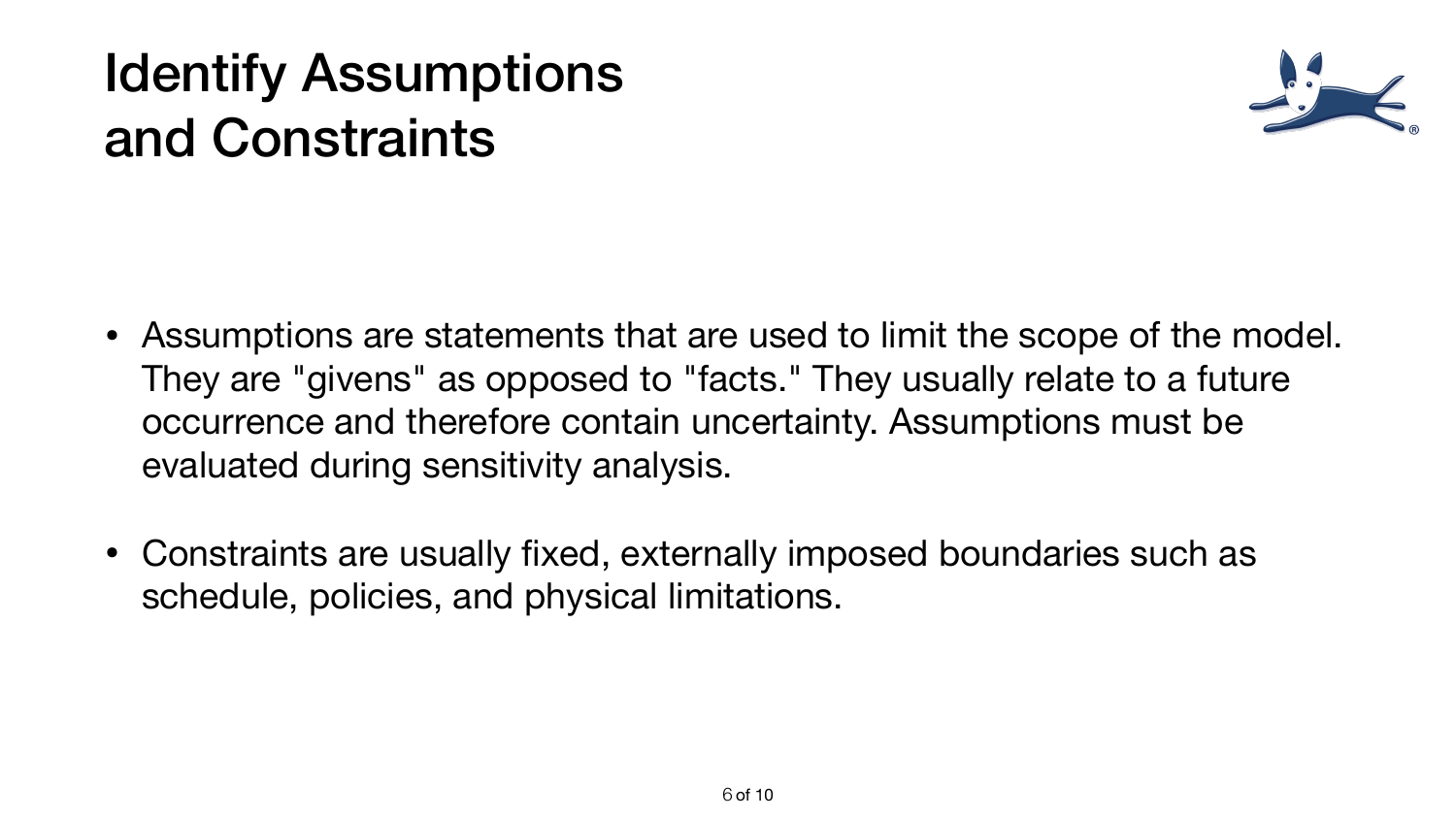# Identify Assumptions and Constraints

- Assumptions are statements that are used to limit the scope of the model. They are "givens" as opposed to "facts." They usually relate to a future occurrence and therefore contain uncertainty. Assumptions must be evaluated during sensitivity analysis.
- Constraints are usually fixed, externally imposed boundaries such as schedule, policies, and physical limitations.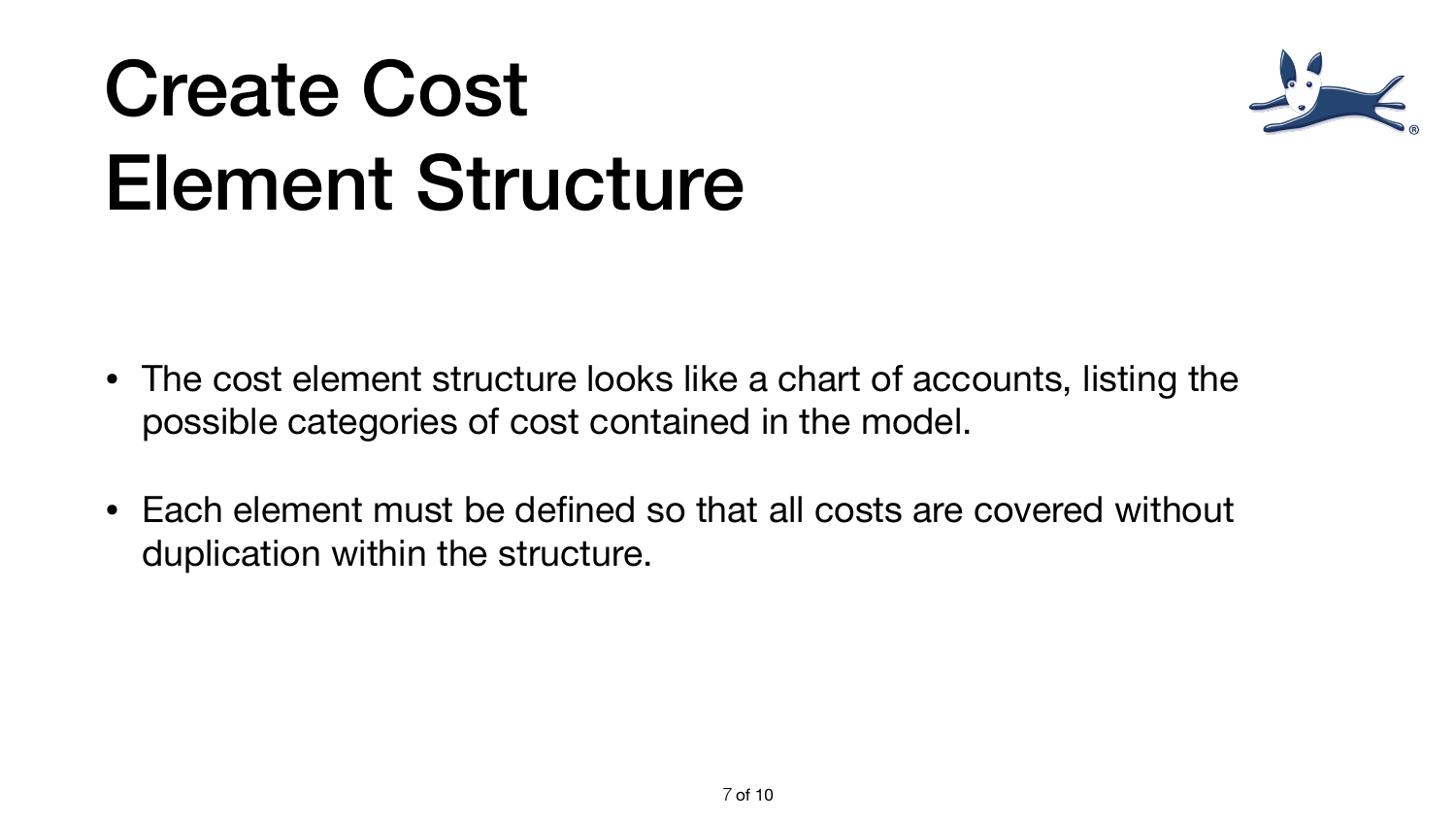# Create Cost Element Structure

- The cost element structure looks like a chart of accounts, listing the possible categories of cost contained in the model.
- Each element must be defined so that all costs are covered without duplication within the structure.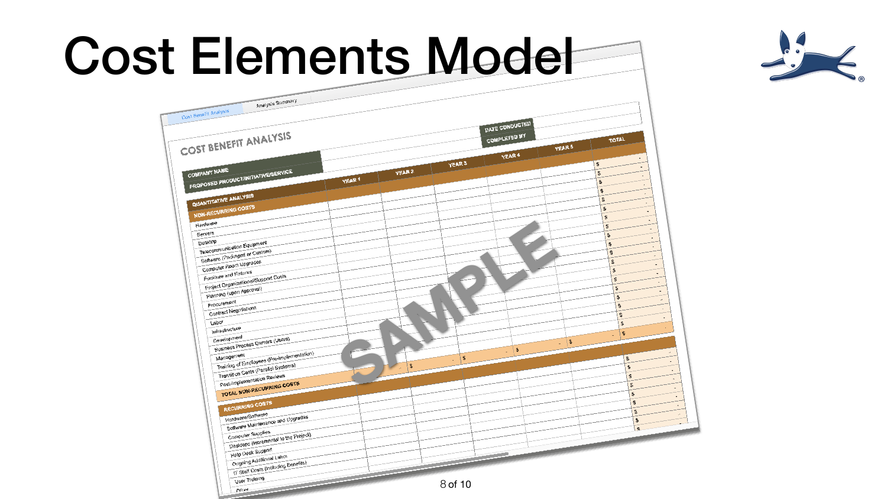# Cost Elements Model

Cost Benefit Analysis | Analysis Summary

## COST BENEFIT ANALYSIS

| | |
|---|---|
| DATE CONDUCTED | |
| COMPLETED BY | |
| COMPANY NAME | |
| PROPOSED PRODUCT/INITIATIVE/SERVICE | |

| QUANTITATIVE ANALYSIS | YEAR 1 | YEAR 2 | YEAR 3 | YEAR 4 | YEAR 5 | TOTAL |
|---|---|---|---|---|---|---|
| **NON-RECURRING COSTS** | | | | | | |
| Hardware | | | | | | $ - |
| Servers | | | | | | $ - |
| Desktop | | | | | | $ - |
| Telecommunication Equipment | | | | | | $ - |
| Software (Packaged or Custom) | | | | | | $ - |
| Computer Room Upgrades | | | | | | $ - |
| Furniture and Fixtures | | | | | | $ - |
| Project Organizational/Support Costs | | | | | | $ - |
| Planning (upon Approval) | | | | | | $ - |
| Procurement | | | | | | $ - |
| Contract Negotiations | | | | | | $ - |
| Labor | | | | | | $ - |
| Infrastructure | | | | | | $ - |
| Development | | | | | | $ - |
| Business Process Owners (Users) | | | | | | $ - |
| Management | | | | | | $ - |
| Training of Employees (Pre-Implementation) | | | | | | $ - |
| Transition Costs (Parallel Systems) | | | | | | $ - |
| Post-Implementation Reviews | | | | | | $ - |
| **TOTAL NON-RECURRING COSTS** | $ - | $ - | $ - | $ - | $ - | $ - |
| **RECURRING COSTS** | | | | | | |
| Hardware/Software | | | | | | $ - |
| Software Maintenance and Upgrades | | | | | | $ - |
| Computer Supplies | | | | | | $ - |
| Desktops (Incremental to the Project) | | | | | | $ - |
| Help Desk Support | | | | | | $ - |
| Ongoing Additional Labor | | | | | | $ - |
| IT Staff Costs (Including Benefits) | | | | | | $ - |
| User Training | | | | | | $ - |
| Other | | | | | | |

SAMPLE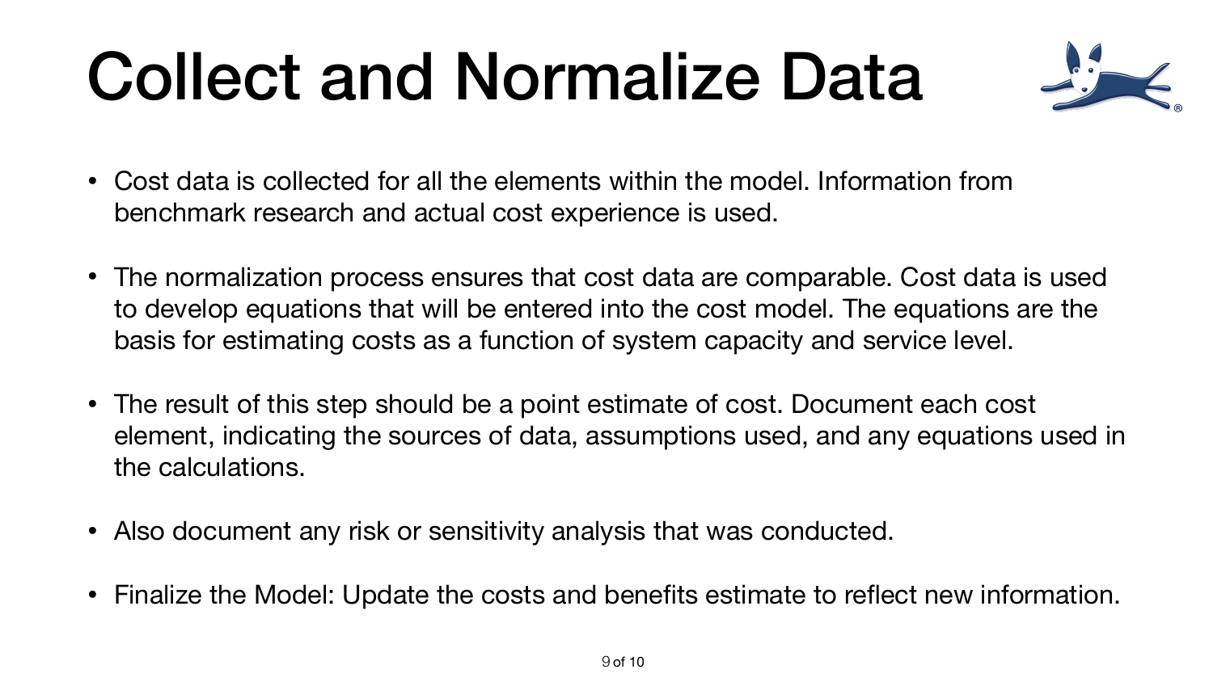# Collect and Normalize Data

- Cost data is collected for all the elements within the model. Information from benchmark research and actual cost experience is used.
- The normalization process ensures that cost data are comparable. Cost data is used to develop equations that will be entered into the cost model. The equations are the basis for estimating costs as a function of system capacity and service level.
- The result of this step should be a point estimate of cost. Document each cost element, indicating the sources of data, assumptions used, and any equations used in the calculations.
- Also document any risk or sensitivity analysis that was conducted.
- Finalize the Model: Update the costs and benefits estimate to reflect new information.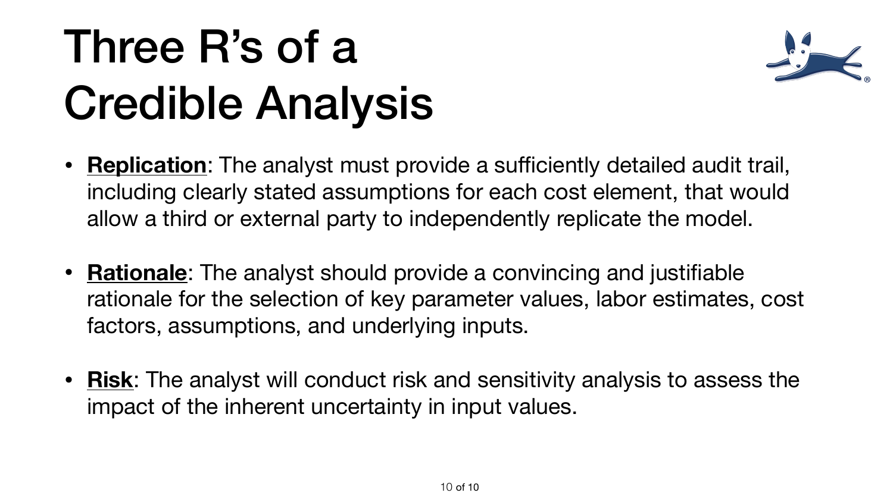# Three R's of a Credible Analysis

- **Replication**: The analyst must provide a sufficiently detailed audit trail, including clearly stated assumptions for each cost element, that would allow a third or external party to independently replicate the model.

- **Rationale**: The analyst should provide a convincing and justifiable rationale for the selection of key parameter values, labor estimates, cost factors, assumptions, and underlying inputs.

- **Risk**: The analyst will conduct risk and sensitivity analysis to assess the impact of the inherent uncertainty in input values.